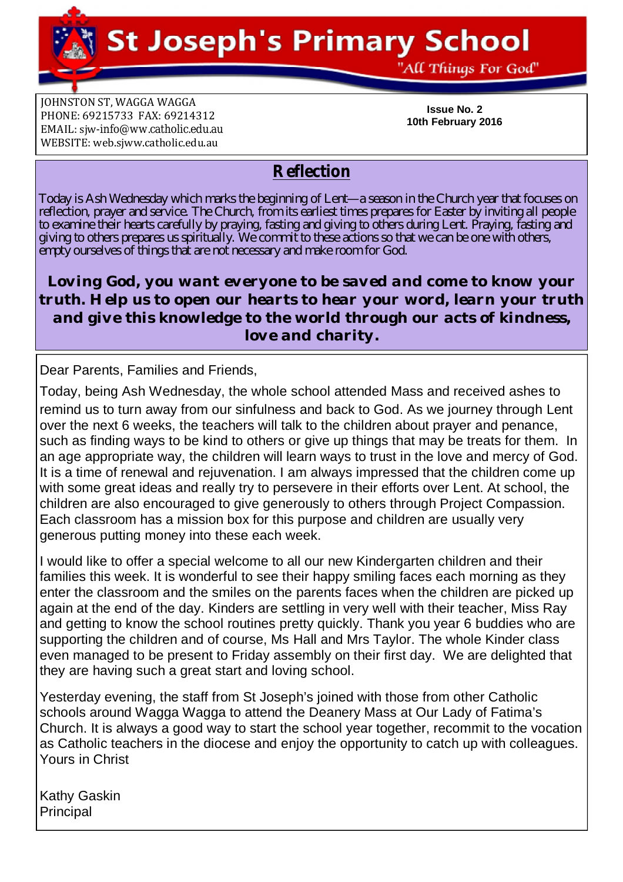# St Joseph's Primary School

"All Things For God"

JOHNSTON ST, WAGGA WAGGA
PHONE: 69215733 FAX: 69214312
EMAIL: sjw-info@ww.catholic.edu.au
WEBSITE: web.sjww.catholic.edu.au

**Issue No. 2**
**10th February 2016**

## Reflection

Today is Ash Wednesday which marks the beginning of Lent—a season in the Church year that focuses on reflection, prayer and service. The Church, from its earliest times prepares for Easter by inviting all people to examine their hearts carefully by praying, fasting and giving to others during Lent. Praying, fasting and giving to others prepares us spiritually. We commit to these actions so that we can be one with others, empty ourselves of things that are not necessary and make room for God.

**Loving God, you want everyone to be saved and come to know your truth. Help us to open our hearts to hear your word, learn your truth and give this knowledge to the world through our acts of kindness, love and charity.**

Dear Parents, Families and Friends,

Today, being Ash Wednesday, the whole school attended Mass and received ashes to remind us to turn away from our sinfulness and back to God. As we journey through Lent over the next 6 weeks, the teachers will talk to the children about prayer and penance, such as finding ways to be kind to others or give up things that may be treats for them. In an age appropriate way, the children will learn ways to trust in the love and mercy of God. It is a time of renewal and rejuvenation. I am always impressed that the children come up with some great ideas and really try to persevere in their efforts over Lent. At school, the children are also encouraged to give generously to others through Project Compassion. Each classroom has a mission box for this purpose and children are usually very generous putting money into these each week.

I would like to offer a special welcome to all our new Kindergarten children and their families this week. It is wonderful to see their happy smiling faces each morning as they enter the classroom and the smiles on the parents faces when the children are picked up again at the end of the day. Kinders are settling in very well with their teacher, Miss Ray and getting to know the school routines pretty quickly. Thank you year 6 buddies who are supporting the children and of course, Ms Hall and Mrs Taylor. The whole Kinder class even managed to be present to Friday assembly on their first day. We are delighted that they are having such a great start and loving school.

Yesterday evening, the staff from St Joseph's joined with those from other Catholic schools around Wagga Wagga to attend the Deanery Mass at Our Lady of Fatima's Church. It is always a good way to start the school year together, recommit to the vocation as Catholic teachers in the diocese and enjoy the opportunity to catch up with colleagues.
Yours in Christ

Kathy Gaskin
Principal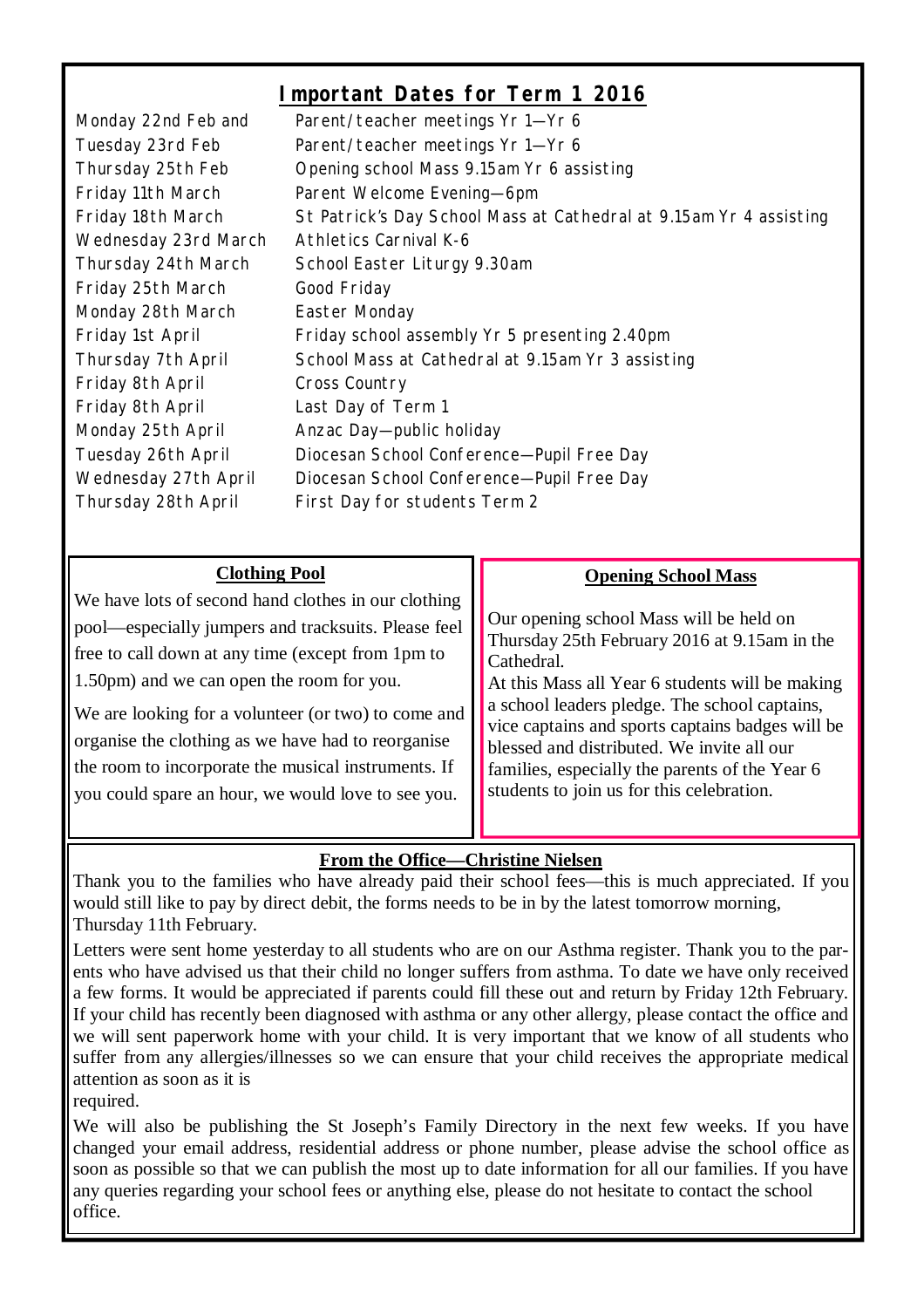## Important Dates for Term 1 2016

| | |
|---|---|
| Monday 22nd Feb and | Parent/teacher meetings Yr 1—Yr 6 |
| Tuesday 23rd Feb | Parent/teacher meetings Yr 1—Yr 6 |
| Thursday 25th Feb | Opening school Mass 9.15am Yr 6 assisting |
| Friday 11th March | Parent Welcome Evening—6pm |
| Friday 18th March | St Patrick's Day School Mass at Cathedral at 9.15am Yr 4 assisting |
| Wednesday 23rd March | Athletics Carnival K-6 |
| Thursday 24th March | School Easter Liturgy 9.30am |
| Friday 25th March | Good Friday |
| Monday 28th March | Easter Monday |
| Friday 1st April | Friday school assembly Yr 5 presenting 2.40pm |
| Thursday 7th April | School Mass at Cathedral at 9.15am Yr 3 assisting |
| Friday 8th April | Cross Country |
| Friday 8th April | Last Day of Term 1 |
| Monday 25th April | Anzac Day—public holiday |
| Tuesday 26th April | Diocesan School Conference—Pupil Free Day |
| Wednesday 27th April | Diocesan School Conference—Pupil Free Day |
| Thursday 28th April | First Day for students Term 2 |

### Clothing Pool

We have lots of second hand clothes in our clothing pool—especially jumpers and tracksuits. Please feel free to call down at any time (except from 1pm to 1.50pm) and we can open the room for you.

We are looking for a volunteer (or two) to come and organise the clothing as we have had to reorganise the room to incorporate the musical instruments. If you could spare an hour, we would love to see you.

### Opening School Mass

Our opening school Mass will be held on Thursday 25th February 2016 at 9.15am in the Cathedral.

At this Mass all Year 6 students will be making a school leaders pledge. The school captains, vice captains and sports captains badges will be blessed and distributed. We invite all our families, especially the parents of the Year 6 students to join us for this celebration.

### From the Office—Christine Nielsen

Thank you to the families who have already paid their school fees—this is much appreciated. If you would still like to pay by direct debit, the forms needs to be in by the latest tomorrow morning, Thursday 11th February.

Letters were sent home yesterday to all students who are on our Asthma register. Thank you to the parents who have advised us that their child no longer suffers from asthma. To date we have only received a few forms. It would be appreciated if parents could fill these out and return by Friday 12th February. If your child has recently been diagnosed with asthma or any other allergy, please contact the office and we will sent paperwork home with your child. It is very important that we know of all students who suffer from any allergies/illnesses so we can ensure that your child receives the appropriate medical attention as soon as it is required.

We will also be publishing the St Joseph's Family Directory in the next few weeks. If you have changed your email address, residential address or phone number, please advise the school office as soon as possible so that we can publish the most up to date information for all our families. If you have any queries regarding your school fees or anything else, please do not hesitate to contact the school office.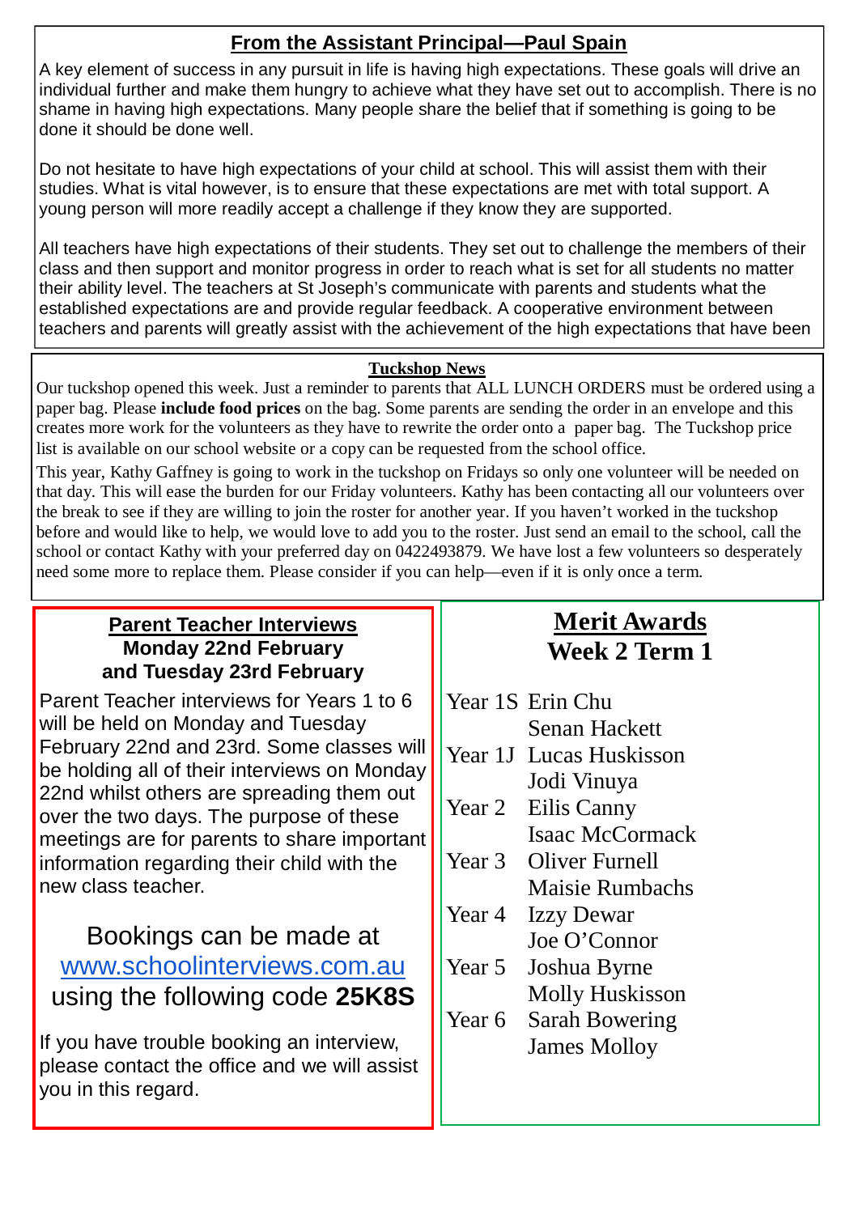## From the Assistant Principal—Paul Spain

A key element of success in any pursuit in life is having high expectations. These goals will drive an individual further and make them hungry to achieve what they have set out to accomplish. There is no shame in having high expectations. Many people share the belief that if something is going to be done it should be done well.

Do not hesitate to have high expectations of your child at school. This will assist them with their studies. What is vital however, is to ensure that these expectations are met with total support. A young person will more readily accept a challenge if they know they are supported.

All teachers have high expectations of their students. They set out to challenge the members of their class and then support and monitor progress in order to reach what is set for all students no matter their ability level. The teachers at St Joseph's communicate with parents and students what the established expectations are and provide regular feedback. A cooperative environment between teachers and parents will greatly assist with the achievement of the high expectations that have been

## Tuckshop News

Our tuckshop opened this week. Just a reminder to parents that ALL LUNCH ORDERS must be ordered using a paper bag. Please **include food prices** on the bag. Some parents are sending the order in an envelope and this creates more work for the volunteers as they have to rewrite the order onto a paper bag. The Tuckshop price list is available on our school website or a copy can be requested from the school office.

This year, Kathy Gaffney is going to work in the tuckshop on Fridays so only one volunteer will be needed on that day. This will ease the burden for our Friday volunteers. Kathy has been contacting all our volunteers over the break to see if they are willing to join the roster for another year. If you haven't worked in the tuckshop before and would like to help, we would love to add you to the roster. Just send an email to the school, call the school or contact Kathy with your preferred day on 0422493879. We have lost a few volunteers so desperately need some more to replace them. Please consider if you can help—even if it is only once a term.

## Parent Teacher Interviews
### Monday 22nd February and Tuesday 23rd February

Parent Teacher interviews for Years 1 to 6 will be held on Monday and Tuesday February 22nd and 23rd. Some classes will be holding all of their interviews on Monday 22nd whilst others are spreading them out over the two days. The purpose of these meetings are for parents to share important information regarding their child with the new class teacher.

Bookings can be made at [www.schoolinterviews.com.au](http://www.schoolinterviews.com.au) using the following code **25K8S**

If you have trouble booking an interview, please contact the office and we will assist you in this regard.

## Merit Awards
### Week 2 Term 1

| | |
|---|---|
| Year 1S | Erin Chu |
| | Senan Hackett |
| Year 1J | Lucas Huskisson |
| | Jodi Vinuya |
| Year 2 | Eilis Canny |
| | Isaac McCormack |
| Year 3 | Oliver Furnell |
| | Maisie Rumbachs |
| Year 4 | Izzy Dewar |
| | Joe O'Connor |
| Year 5 | Joshua Byrne |
| | Molly Huskisson |
| Year 6 | Sarah Bowering |
| | James Molloy |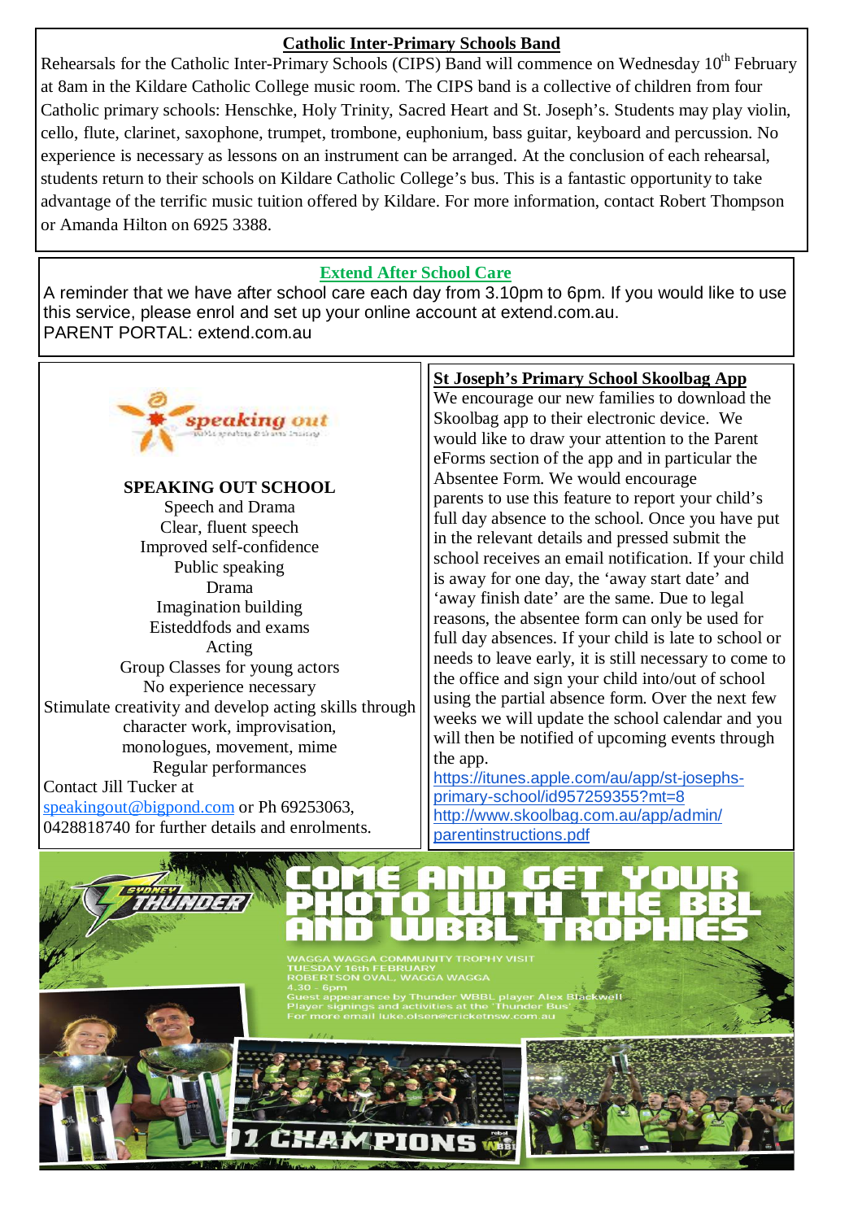## Catholic Inter-Primary Schools Band

Rehearsals for the Catholic Inter-Primary Schools (CIPS) Band will commence on Wednesday 10th February at 8am in the Kildare Catholic College music room. The CIPS band is a collective of children from four Catholic primary schools: Henschke, Holy Trinity, Sacred Heart and St. Joseph's. Students may play violin, cello, flute, clarinet, saxophone, trumpet, trombone, euphonium, bass guitar, keyboard and percussion. No experience is necessary as lessons on an instrument can be arranged. At the conclusion of each rehearsal, students return to their schools on Kildare Catholic College's bus. This is a fantastic opportunity to take advantage of the terrific music tuition offered by Kildare. For more information, contact Robert Thompson or Amanda Hilton on 6925 3388.

## Extend After School Care

A reminder that we have after school care each day from 3.10pm to 6pm. If you would like to use this service, please enrol and set up your online account at extend.com.au.
PARENT PORTAL: extend.com.au

**speaking out**

**SPEAKING OUT SCHOOL**

Speech and Drama
Clear, fluent speech
Improved self-confidence
Public speaking
Drama
Imagination building
Eisteddfods and exams
Acting
Group Classes for young actors
No experience necessary
Stimulate creativity and develop acting skills through character work, improvisation, monologues, movement, mime
Regular performances

Contact Jill Tucker at speakingout@bigpond.com or Ph 69253063, 0428818740 for further details and enrolments.

## St Joseph's Primary School Skoolbag App

We encourage our new families to download the Skoolbag app to their electronic device. We would like to draw your attention to the Parent eForms section of the app and in particular the Absentee Form. We would encourage parents to use this feature to report your child's full day absence to the school. Once you have put in the relevant details and pressed submit the school receives an email notification. If your child is away for one day, the 'away start date' and 'away finish date' are the same. Due to legal reasons, the absentee form can only be used for full day absences. If your child is late to school or needs to leave early, it is still necessary to come to the office and sign your child into/out of school using the partial absence form. Over the next few weeks we will update the school calendar and you will then be notified of upcoming events through the app.

https://itunes.apple.com/au/app/st-josephs-primary-school/id957259355?mt=8
http://www.skoolbag.com.au/app/admin/parentinstructions.pdf

## COME AND GET YOUR PHOTO WITH THE BBL AND WBBL TROPHIES

WAGGA WAGGA COMMUNITY TROPHY VISIT
TUESDAY 16th FEBRUARY
ROBERTSON OVAL, WAGGA WAGGA
4.30 - 6pm
Guest appearance by Thunder WBBL player Alex Blackwell
Player signings and activities at the 'Thunder Bus'
For more email luke.olsen@cricketnsw.com.au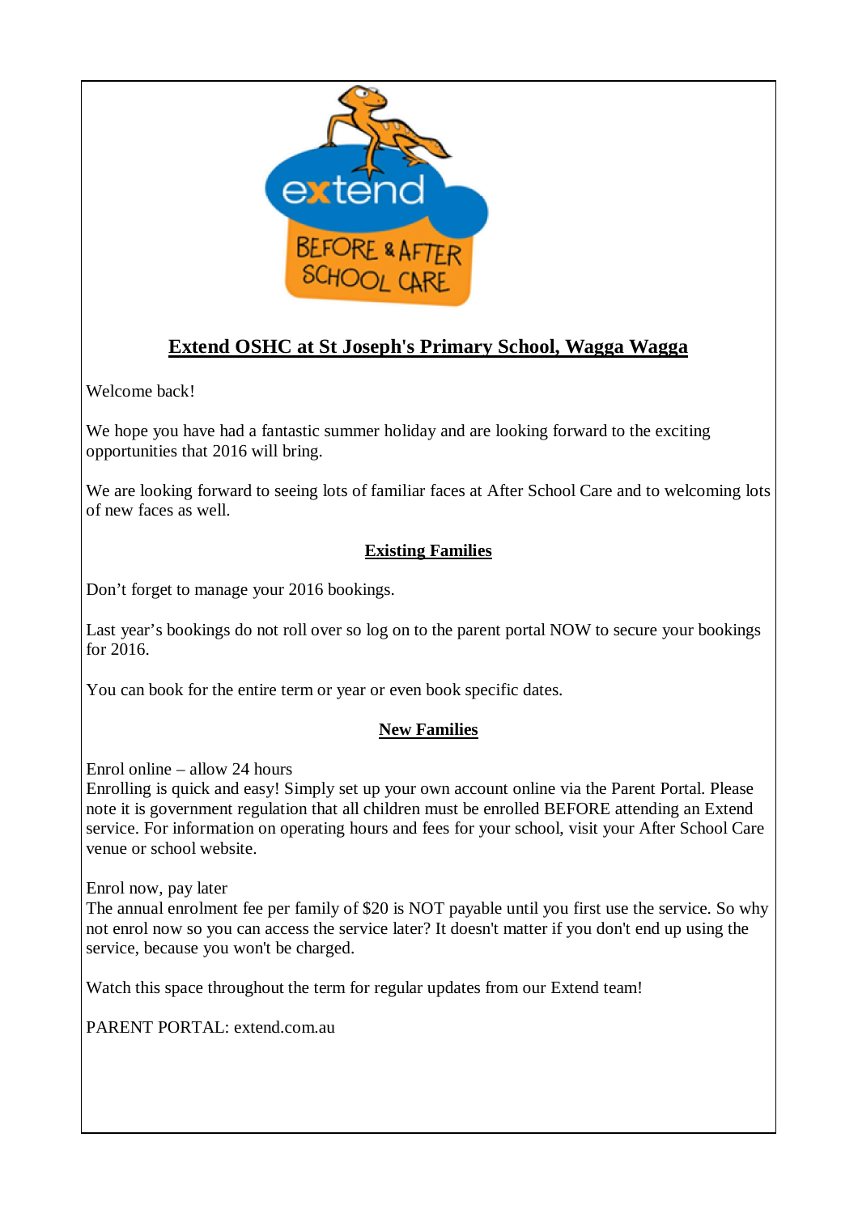# Extend OSHC at St Joseph's Primary School, Wagga Wagga

Welcome back!

We hope you have had a fantastic summer holiday and are looking forward to the exciting opportunities that 2016 will bring.

We are looking forward to seeing lots of familiar faces at After School Care and to welcoming lots of new faces as well.

## Existing Families

Don't forget to manage your 2016 bookings.

Last year's bookings do not roll over so log on to the parent portal NOW to secure your bookings for 2016.

You can book for the entire term or year or even book specific dates.

## New Families

Enrol online – allow 24 hours
Enrolling is quick and easy! Simply set up your own account online via the Parent Portal. Please note it is government regulation that all children must be enrolled BEFORE attending an Extend service. For information on operating hours and fees for your school, visit your After School Care venue or school website.

Enrol now, pay later
The annual enrolment fee per family of $20 is NOT payable until you first use the service. So why not enrol now so you can access the service later? It doesn't matter if you don't end up using the service, because you won't be charged.

Watch this space throughout the term for regular updates from our Extend team!

PARENT PORTAL: extend.com.au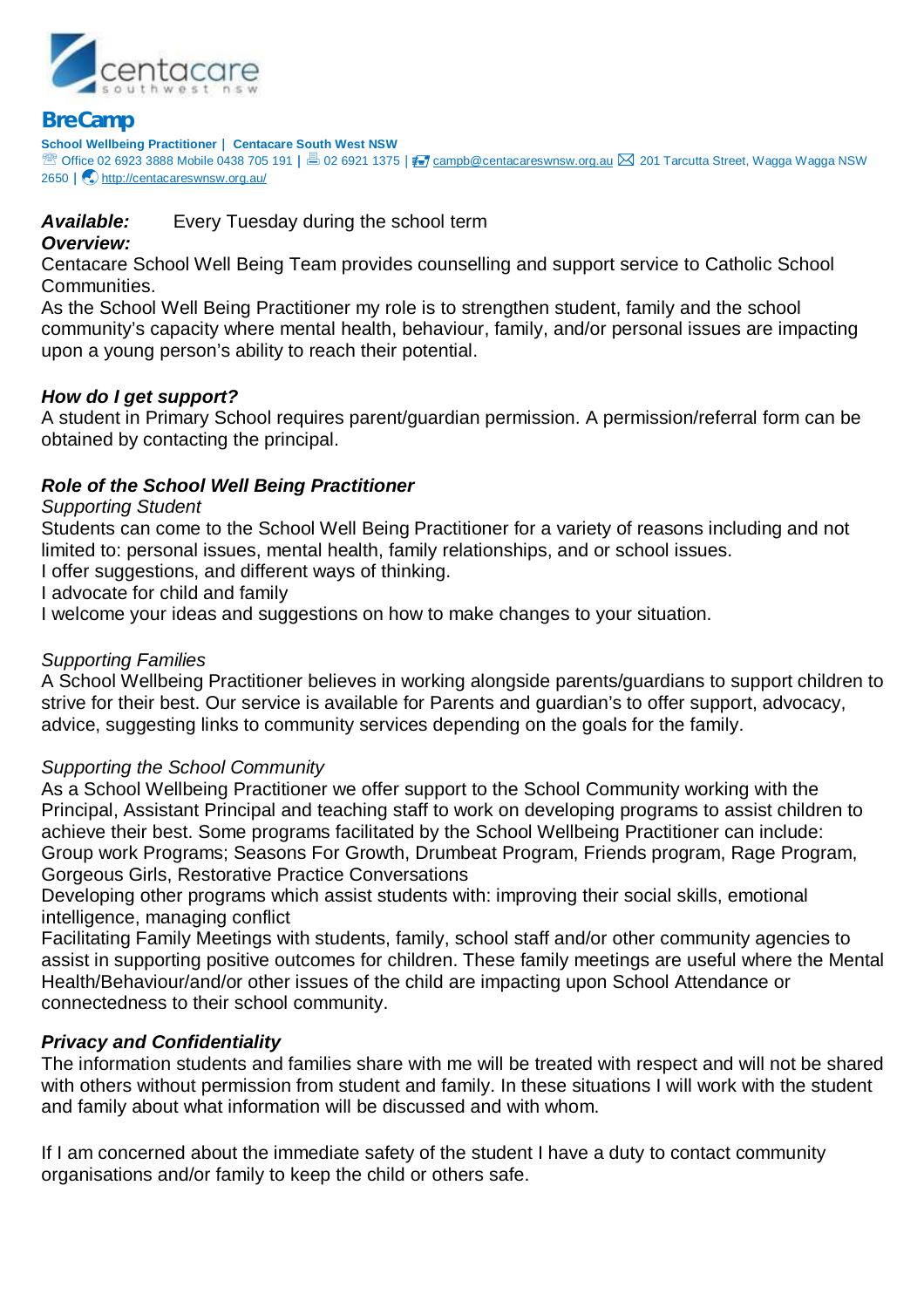centacare
southwest nsw

**BreCamp**

**School Wellbeing Practitioner | Centacare South West NSW**
Office 02 6923 3888 Mobile 0438 705 191 | 02 6921 1375 | campb@centacareswnsw.org.au 201 Tarcutta Street, Wagga Wagga NSW 2650 | http://centacareswnsw.org.au/

***Available:*** Every Tuesday during the school term

***Overview:***

Centacare School Well Being Team provides counselling and support service to Catholic School Communities.

As the School Well Being Practitioner my role is to strengthen student, family and the school community's capacity where mental health, behaviour, family, and/or personal issues are impacting upon a young person's ability to reach their potential.

***How do I get support?***

A student in Primary School requires parent/guardian permission. A permission/referral form can be obtained by contacting the principal.

***Role of the School Well Being Practitioner***

*Supporting Student*

Students can come to the School Well Being Practitioner for a variety of reasons including and not limited to: personal issues, mental health, family relationships, and or school issues.

I offer suggestions, and different ways of thinking.

I advocate for child and family

I welcome your ideas and suggestions on how to make changes to your situation.

*Supporting Families*

A School Wellbeing Practitioner believes in working alongside parents/guardians to support children to strive for their best. Our service is available for Parents and guardian's to offer support, advocacy, advice, suggesting links to community services depending on the goals for the family.

*Supporting the School Community*

As a School Wellbeing Practitioner we offer support to the School Community working with the Principal, Assistant Principal and teaching staff to work on developing programs to assist children to achieve their best. Some programs facilitated by the School Wellbeing Practitioner can include: Group work Programs; Seasons For Growth, Drumbeat Program, Friends program, Rage Program, Gorgeous Girls, Restorative Practice Conversations

Developing other programs which assist students with: improving their social skills, emotional intelligence, managing conflict

Facilitating Family Meetings with students, family, school staff and/or other community agencies to assist in supporting positive outcomes for children. These family meetings are useful where the Mental Health/Behaviour/and/or other issues of the child are impacting upon School Attendance or connectedness to their school community.

***Privacy and Confidentiality***

The information students and families share with me will be treated with respect and will not be shared with others without permission from student and family. In these situations I will work with the student and family about what information will be discussed and with whom.

If I am concerned about the immediate safety of the student I have a duty to contact community organisations and/or family to keep the child or others safe.